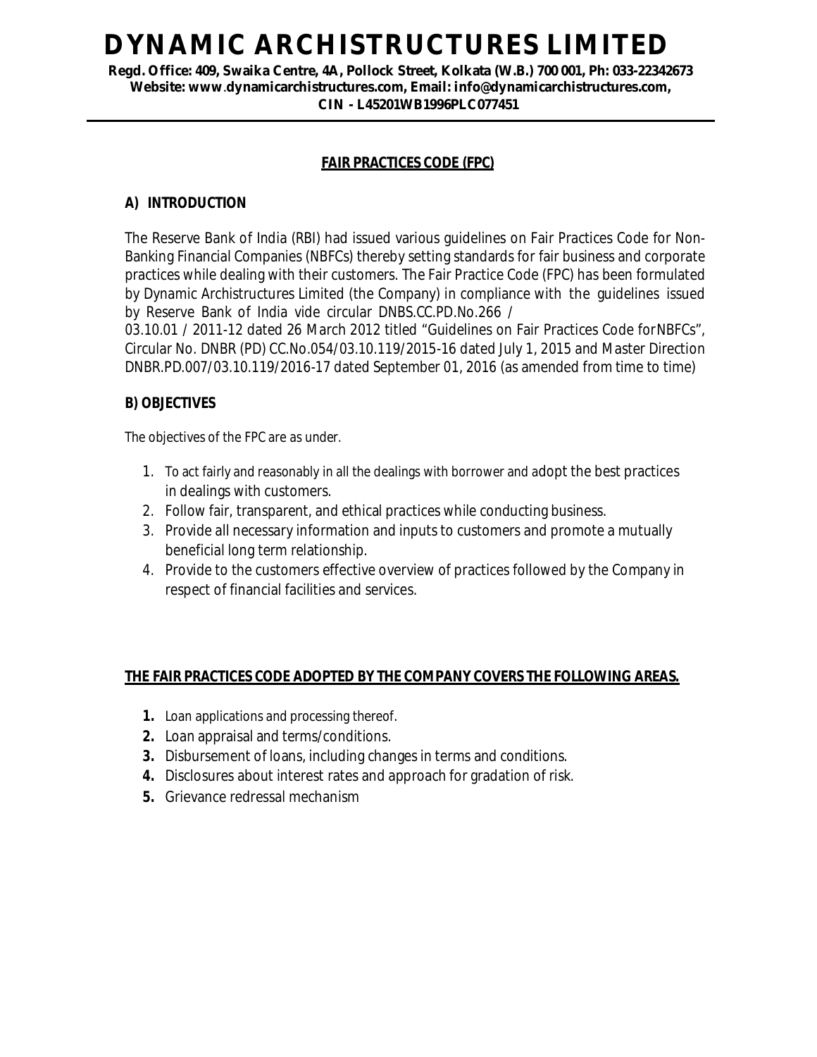# DYNAMIC ARCHISTRUCTURES LIMITED

**Regd. Office: 409, Swaika Centre, 4A, Pollock Street, Kolkata (W.B.) 700 001, Ph: 033-22342673**
**Website: www.dynamicarchistructures.com, Email: info@dynamicarchistructures.com,**
**CIN - L45201WB1996PLC077451**

---

## FAIR PRACTICES CODE (FPC)

### A) INTRODUCTION

The Reserve Bank of India (RBI) had issued various guidelines on Fair Practices Code for Non-Banking Financial Companies (NBFCs) thereby setting standards for fair business and corporate practices while dealing with their customers. The Fair Practice Code (FPC) has been formulated by Dynamic Archistructures Limited (the Company) in compliance with the guidelines issued by Reserve Bank of India vide circular DNBS.CC.PD.No.266 / 03.10.01 / 2011-12 dated 26 March 2012 titled "Guidelines on Fair Practices Code forNBFCs", Circular No. DNBR (PD) CC.No.054/03.10.119/2015-16 dated July 1, 2015 and Master Direction DNBR.PD.007/03.10.119/2016-17 dated September 01, 2016 (as amended from time to time)

### B) OBJECTIVES

The objectives of the FPC are as under.

1. To act fairly and reasonably in all the dealings with borrower and adopt the best practices in dealings with customers.
2. Follow fair, transparent, and ethical practices while conducting business.
3. Provide all necessary information and inputs to customers and promote a mutually beneficial long term relationship.
4. Provide to the customers effective overview of practices followed by the Company in respect of financial facilities and services.

### THE FAIR PRACTICES CODE ADOPTED BY THE COMPANY COVERS THE FOLLOWING AREAS.

1. Loan applications and processing thereof.
2. Loan appraisal and terms/conditions.
3. Disbursement of loans, including changes in terms and conditions.
4. Disclosures about interest rates and approach for gradation of risk.
5. Grievance redressal mechanism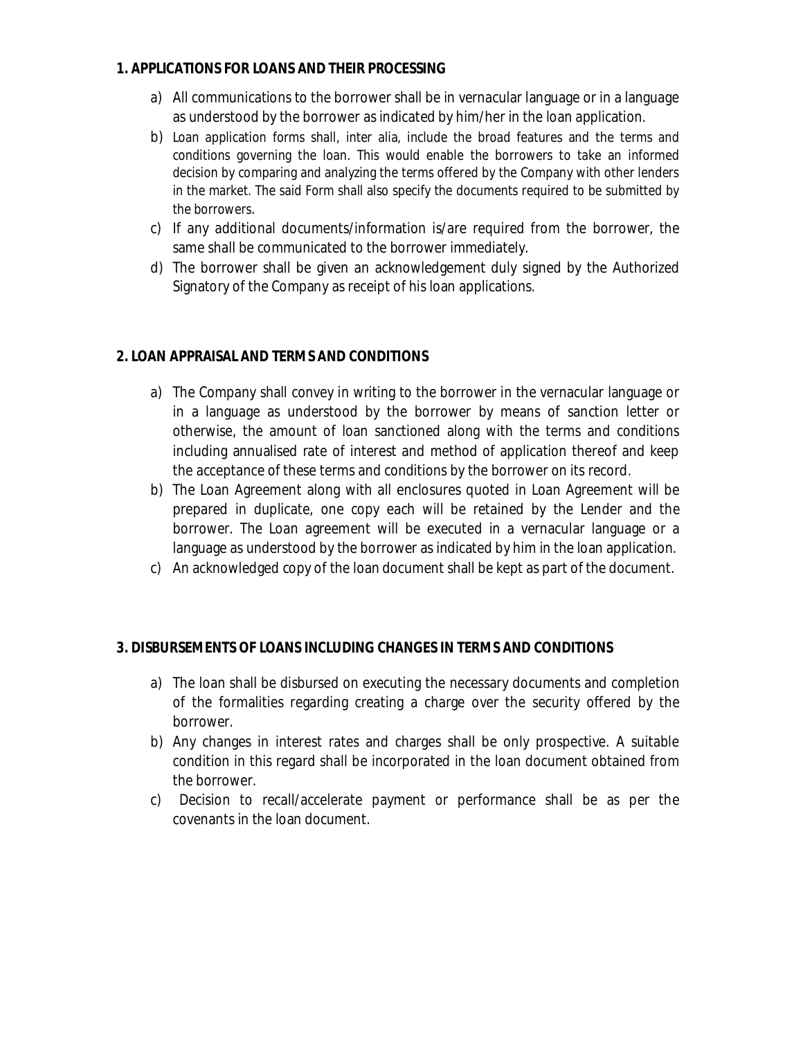## 1. APPLICATIONS FOR LOANS AND THEIR PROCESSING

a) All communications to the borrower shall be in vernacular language or in a language as understood by the borrower as indicated by him/her in the loan application.
b) Loan application forms shall, inter alia, include the broad features and the terms and conditions governing the loan. This would enable the borrowers to take an informed decision by comparing and analyzing the terms offered by the Company with other lenders in the market. The said Form shall also specify the documents required to be submitted by the borrowers.
c) If any additional documents/information is/are required from the borrower, the same shall be communicated to the borrower immediately.
d) The borrower shall be given an acknowledgement duly signed by the Authorized Signatory of the Company as receipt of his loan applications.

## 2. LOAN APPRAISAL AND TERMS AND CONDITIONS

a) The Company shall convey in writing to the borrower in the vernacular language or in a language as understood by the borrower by means of sanction letter or otherwise, the amount of loan sanctioned along with the terms and conditions including annualised rate of interest and method of application thereof and keep the acceptance of these terms and conditions by the borrower on its record.
b) The Loan Agreement along with all enclosures quoted in Loan Agreement will be prepared in duplicate, one copy each will be retained by the Lender and the borrower. The Loan agreement will be executed in a vernacular language or a language as understood by the borrower as indicated by him in the loan application.
c) An acknowledged copy of the loan document shall be kept as part of the document.

## 3. DISBURSEMENTS OF LOANS INCLUDING CHANGES IN TERMS AND CONDITIONS

a) The loan shall be disbursed on executing the necessary documents and completion of the formalities regarding creating a charge over the security offered by the borrower.
b) Any changes in interest rates and charges shall be only prospective. A suitable condition in this regard shall be incorporated in the loan document obtained from the borrower.
c) Decision to recall/accelerate payment or performance shall be as per the covenants in the loan document.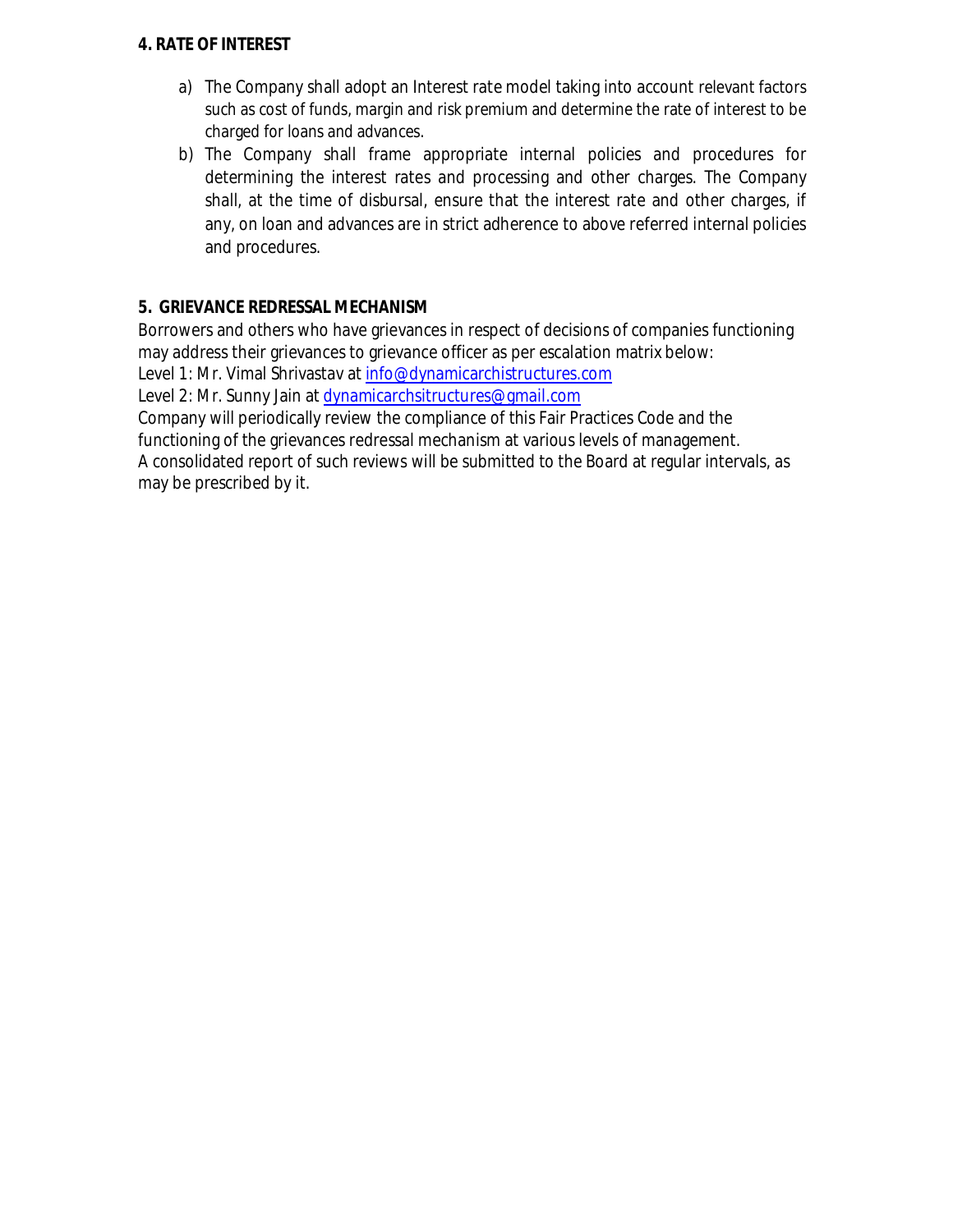**4. RATE OF INTEREST**

a) The Company shall adopt an Interest rate model taking into account relevant factors such as cost of funds, margin and risk premium and determine the rate of interest to be charged for loans and advances.

b) The Company shall frame appropriate internal policies and procedures for determining the interest rates and processing and other charges. The Company shall, at the time of disbursal, ensure that the interest rate and other charges, if any, on loan and advances are in strict adherence to above referred internal policies and procedures.

**5. GRIEVANCE REDRESSAL MECHANISM**

Borrowers and others who have grievances in respect of decisions of companies functioning may address their grievances to grievance officer as per escalation matrix below:

Level 1: Mr. Vimal Shrivastav at info@dynamicarchistructures.com

Level 2: Mr. Sunny Jain at dynamicarchsitructures@gmail.com

Company will periodically review the compliance of this Fair Practices Code and the functioning of the grievances redressal mechanism at various levels of management.

A consolidated report of such reviews will be submitted to the Board at regular intervals, as may be prescribed by it.